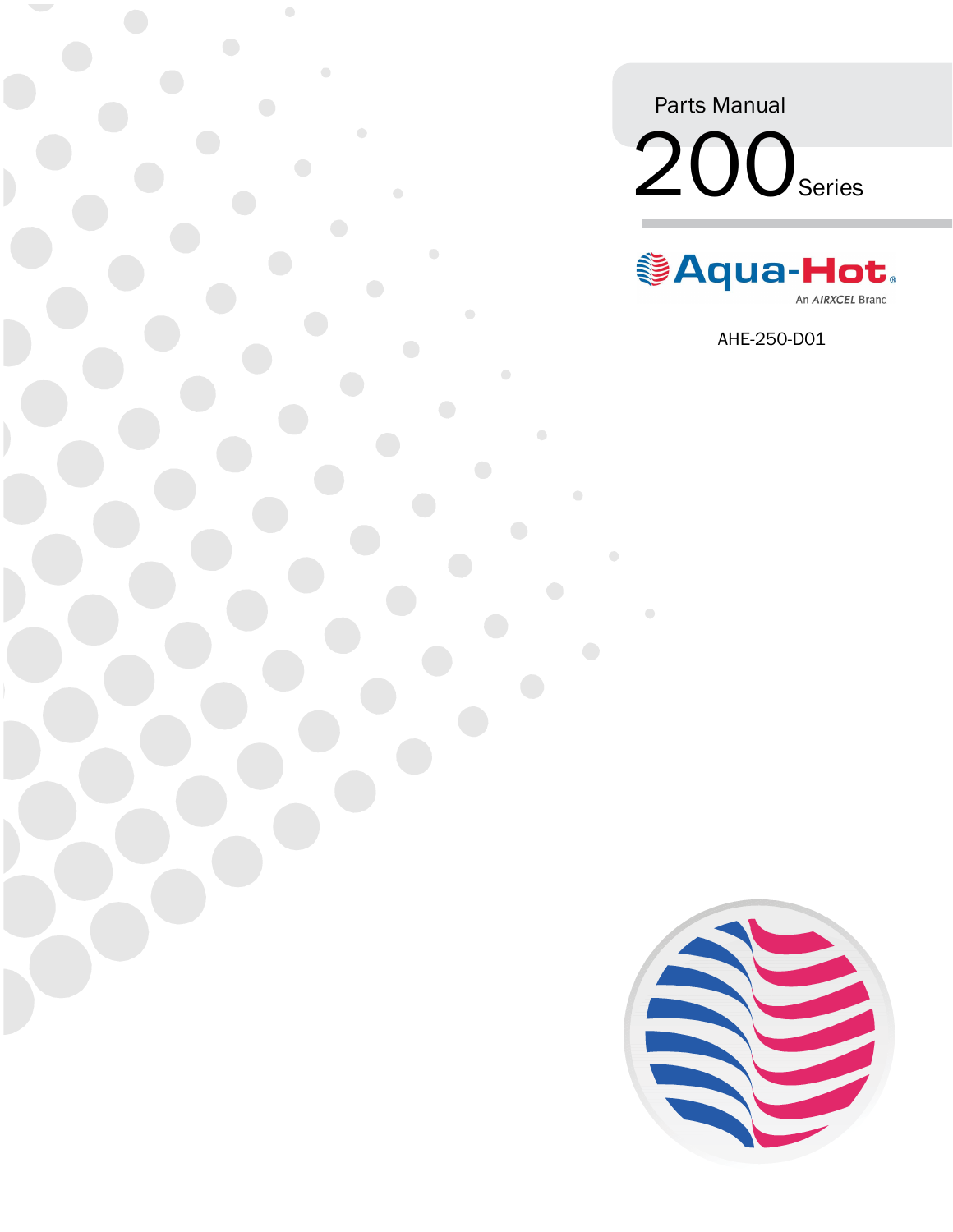Parts Manual

# 200 Series

Aqua-Hot®

An AIRXCEL Brand

AHE-250-D01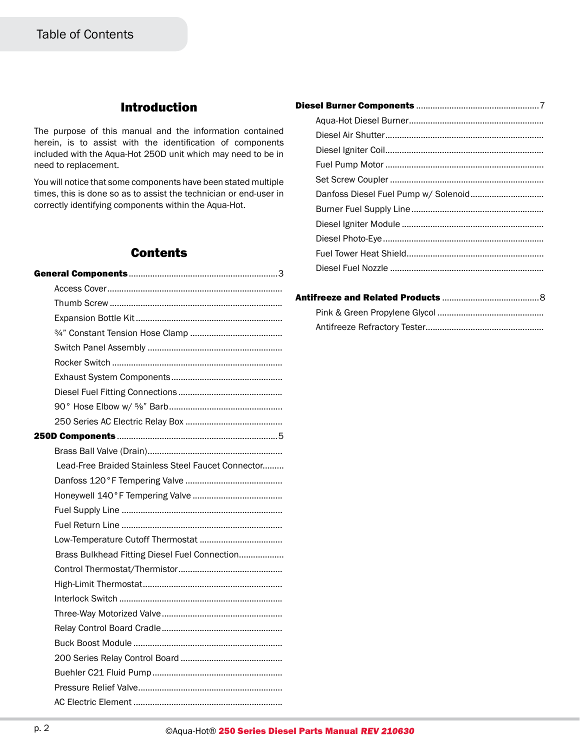# Table of Contents

## Introduction

The purpose of this manual and the information contained herein, is to assist with the identification of components included with the Aqua-Hot 250D unit which may need to be in need to replacement.

You will notice that some components have been stated multiple times, this is done so as to assist the technician or end-user in correctly identifying components within the Aqua-Hot.

## Contents

**General Components** .......... 3

- Access Cover
- Thumb Screw
- Expansion Bottle Kit
- ¾" Constant Tension Hose Clamp
- Switch Panel Assembly
- Rocker Switch
- Exhaust System Components
- Diesel Fuel Fitting Connections
- 90° Hose Elbow w/ ⅝" Barb
- 250 Series AC Electric Relay Box

**250D Components** .......... 5

- Brass Ball Valve (Drain)
- Lead-Free Braided Stainless Steel Faucet Connector
- Danfoss 120°F Tempering Valve
- Honeywell 140°F Tempering Valve
- Fuel Supply Line
- Fuel Return Line
- Low-Temperature Cutoff Thermostat
- Brass Bulkhead Fitting Diesel Fuel Connection
- Control Thermostat/Thermistor
- High-Limit Thermostat
- Interlock Switch
- Three-Way Motorized Valve
- Relay Control Board Cradle
- Buck Boost Module
- 200 Series Relay Control Board
- Buehler C21 Fluid Pump
- Pressure Relief Valve
- AC Electric Element

**Diesel Burner Components** .......... 7

- Aqua-Hot Diesel Burner
- Diesel Air Shutter
- Diesel Igniter Coil
- Fuel Pump Motor
- Set Screw Coupler
- Danfoss Diesel Fuel Pump w/ Solenoid
- Burner Fuel Supply Line
- Diesel Igniter Module
- Diesel Photo-Eye
- Fuel Tower Heat Shield
- Diesel Fuel Nozzle

**Antifreeze and Related Products** .......... 8

- Pink & Green Propylene Glycol
- Antifreeze Refractory Tester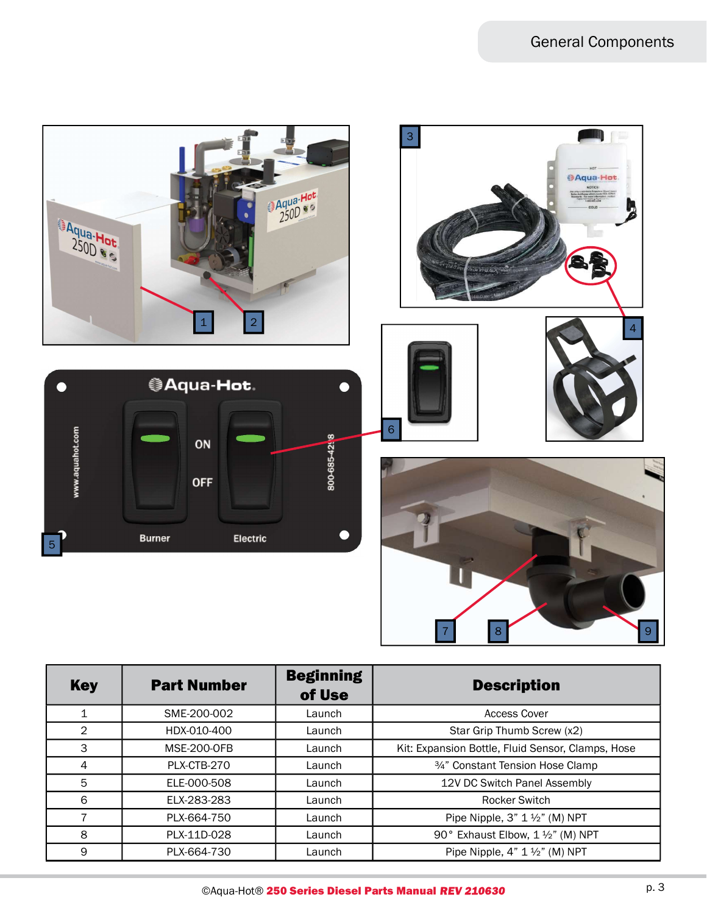## General Components

| Key | Part Number | Beginning of Use | Description |
|---|---|---|---|
| 1 | SME-200-002 | Launch | Access Cover |
| 2 | HDX-010-400 | Launch | Star Grip Thumb Screw (x2) |
| 3 | MSE-200-0FB | Launch | Kit: Expansion Bottle, Fluid Sensor, Clamps, Hose |
| 4 | PLX-CTB-270 | Launch | ¾" Constant Tension Hose Clamp |
| 5 | ELE-000-508 | Launch | 12V DC Switch Panel Assembly |
| 6 | ELX-283-283 | Launch | Rocker Switch |
| 7 | PLX-664-750 | Launch | Pipe Nipple, 3" 1 ½" (M) NPT |
| 8 | PLX-11D-028 | Launch | 90° Exhaust Elbow, 1 ½" (M) NPT |
| 9 | PLX-664-730 | Launch | Pipe Nipple, 4" 1 ½" (M) NPT |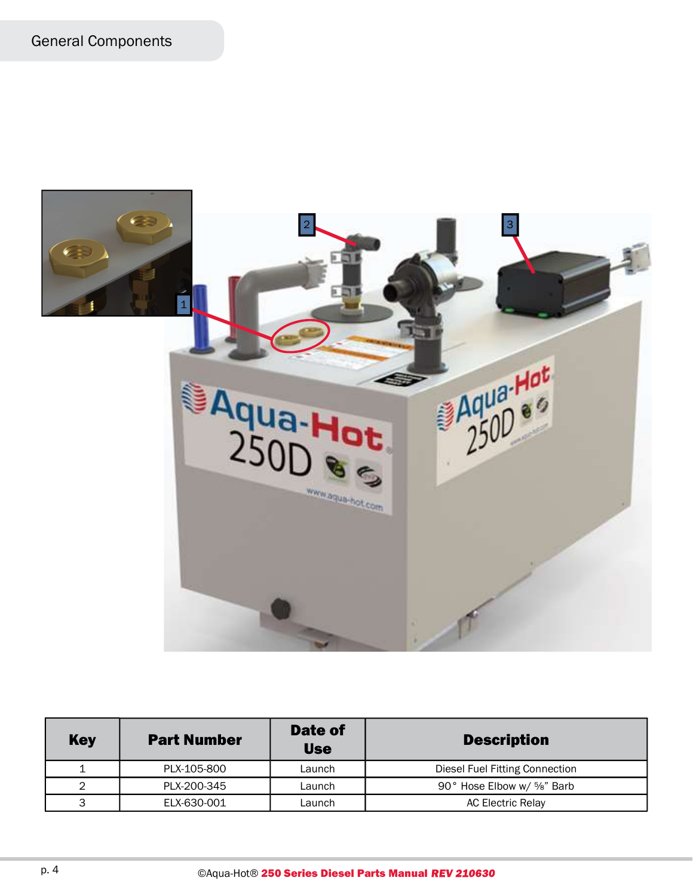## General Components

| Key | Part Number | Date of Use | Description |
|---|---|---|---|
| 1 | PLX-105-800 | Launch | Diesel Fuel Fitting Connection |
| 2 | PLX-200-345 | Launch | 90° Hose Elbow w/ ⅝" Barb |
| 3 | ELX-630-001 | Launch | AC Electric Relay |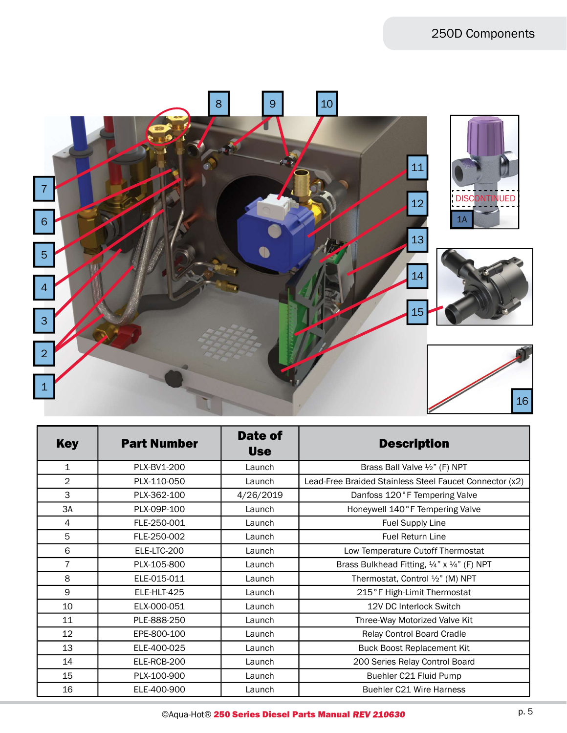# 250D Components

| Key | Part Number | Date of Use | Description |
|---|---|---|---|
| 1 | PLX-BV1-200 | Launch | Brass Ball Valve ½" (F) NPT |
| 2 | PLX-110-050 | Launch | Lead-Free Braided Stainless Steel Faucet Connector (x2) |
| 3 | PLX-362-100 | 4/26/2019 | Danfoss 120°F Tempering Valve |
| 3A | PLX-09P-100 | Launch | Honeywell 140°F Tempering Valve |
| 4 | FLE-250-001 | Launch | Fuel Supply Line |
| 5 | FLE-250-002 | Launch | Fuel Return Line |
| 6 | ELE-LTC-200 | Launch | Low Temperature Cutoff Thermostat |
| 7 | PLX-105-800 | Launch | Brass Bulkhead Fitting, ¼" x ¼" (F) NPT |
| 8 | ELE-015-011 | Launch | Thermostat, Control ½" (M) NPT |
| 9 | ELE-HLT-425 | Launch | 215°F High-Limit Thermostat |
| 10 | ELX-000-051 | Launch | 12V DC Interlock Switch |
| 11 | PLE-888-250 | Launch | Three-Way Motorized Valve Kit |
| 12 | EPE-800-100 | Launch | Relay Control Board Cradle |
| 13 | ELE-400-025 | Launch | Buck Boost Replacement Kit |
| 14 | ELE-RCB-200 | Launch | 200 Series Relay Control Board |
| 15 | PLX-100-900 | Launch | Buehler C21 Fluid Pump |
| 16 | ELE-400-900 | Launch | Buehler C21 Wire Harness |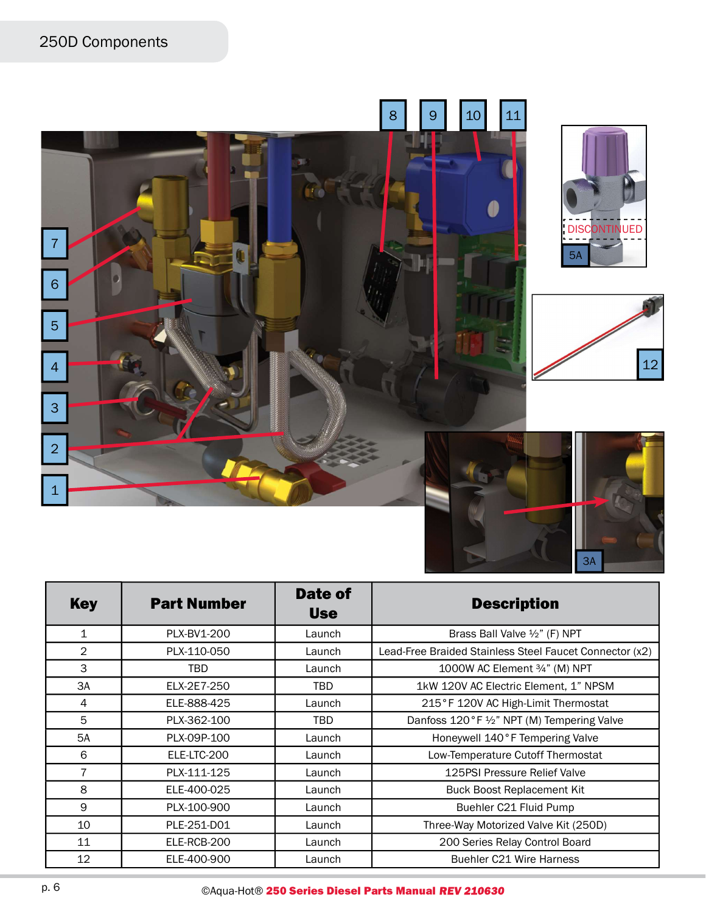# 250D Components

| Key | Part Number | Date of Use | Description |
|---|---|---|---|
| 1 | PLX-BV1-200 | Launch | Brass Ball Valve ½" (F) NPT |
| 2 | PLX-110-050 | Launch | Lead-Free Braided Stainless Steel Faucet Connector (x2) |
| 3 | TBD | Launch | 1000W AC Element ¾" (M) NPT |
| 3A | ELX-2E7-250 | TBD | 1kW 120V AC Electric Element, 1" NPSM |
| 4 | ELE-888-425 | Launch | 215°F 120V AC High-Limit Thermostat |
| 5 | PLX-362-100 | TBD | Danfoss 120°F ½" NPT (M) Tempering Valve |
| 5A | PLX-09P-100 | Launch | Honeywell 140°F Tempering Valve |
| 6 | ELE-LTC-200 | Launch | Low-Temperature Cutoff Thermostat |
| 7 | PLX-111-125 | Launch | 125PSI Pressure Relief Valve |
| 8 | ELE-400-025 | Launch | Buck Boost Replacement Kit |
| 9 | PLX-100-900 | Launch | Buehler C21 Fluid Pump |
| 10 | PLE-251-D01 | Launch | Three-Way Motorized Valve Kit (250D) |
| 11 | ELE-RCB-200 | Launch | 200 Series Relay Control Board |
| 12 | ELE-400-900 | Launch | Buehler C21 Wire Harness |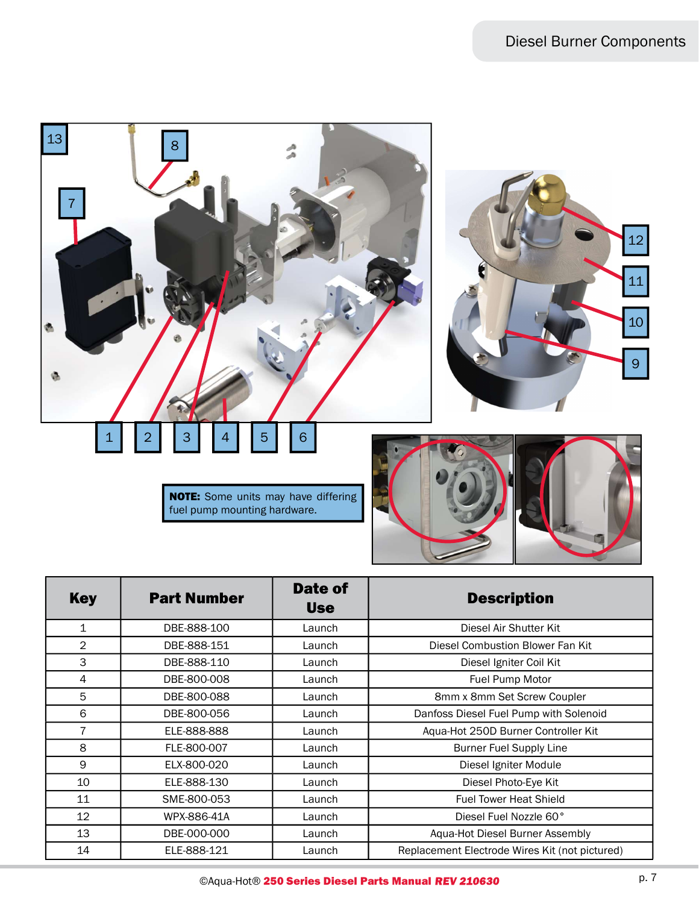Diesel Burner Components

**NOTE:** Some units may have differing fuel pump mounting hardware.

| Key | Part Number | Date of Use | Description |
|---|---|---|---|
| 1 | DBE-888-100 | Launch | Diesel Air Shutter Kit |
| 2 | DBE-888-151 | Launch | Diesel Combustion Blower Fan Kit |
| 3 | DBE-888-110 | Launch | Diesel Igniter Coil Kit |
| 4 | DBE-800-008 | Launch | Fuel Pump Motor |
| 5 | DBE-800-088 | Launch | 8mm x 8mm Set Screw Coupler |
| 6 | DBE-800-056 | Launch | Danfoss Diesel Fuel Pump with Solenoid |
| 7 | ELE-888-888 | Launch | Aqua-Hot 250D Burner Controller Kit |
| 8 | FLE-800-007 | Launch | Burner Fuel Supply Line |
| 9 | ELX-800-020 | Launch | Diesel Igniter Module |
| 10 | ELE-888-130 | Launch | Diesel Photo-Eye Kit |
| 11 | SME-800-053 | Launch | Fuel Tower Heat Shield |
| 12 | WPX-886-41A | Launch | Diesel Fuel Nozzle 60° |
| 13 | DBE-000-000 | Launch | Aqua-Hot Diesel Burner Assembly |
| 14 | ELE-888-121 | Launch | Replacement Electrode Wires Kit (not pictured) |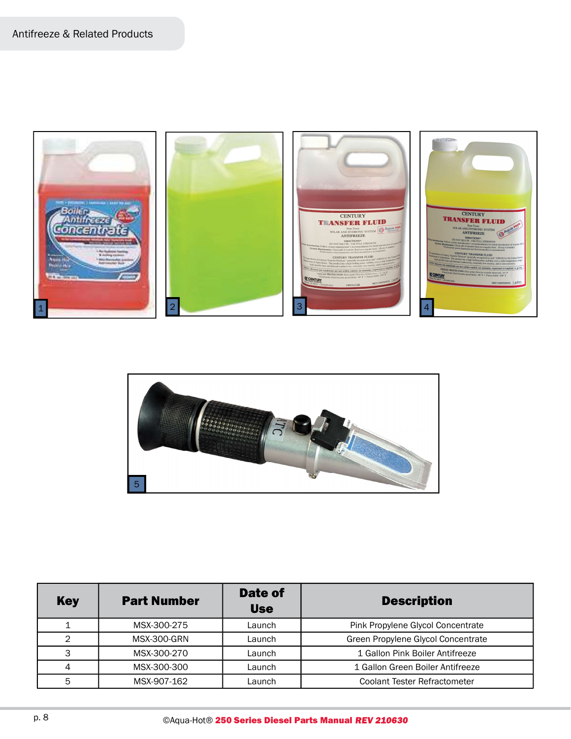# Antifreeze & Related Products

| Key | Part Number | Date of Use | Description |
|---|---|---|---|
| 1 | MSX-300-275 | Launch | Pink Propylene Glycol Concentrate |
| 2 | MSX-300-GRN | Launch | Green Propylene Glycol Concentrate |
| 3 | MSX-300-270 | Launch | 1 Gallon Pink Boiler Antifreeze |
| 4 | MSX-300-300 | Launch | 1 Gallon Green Boiler Antifreeze |
| 5 | MSX-907-162 | Launch | Coolant Tester Refractometer |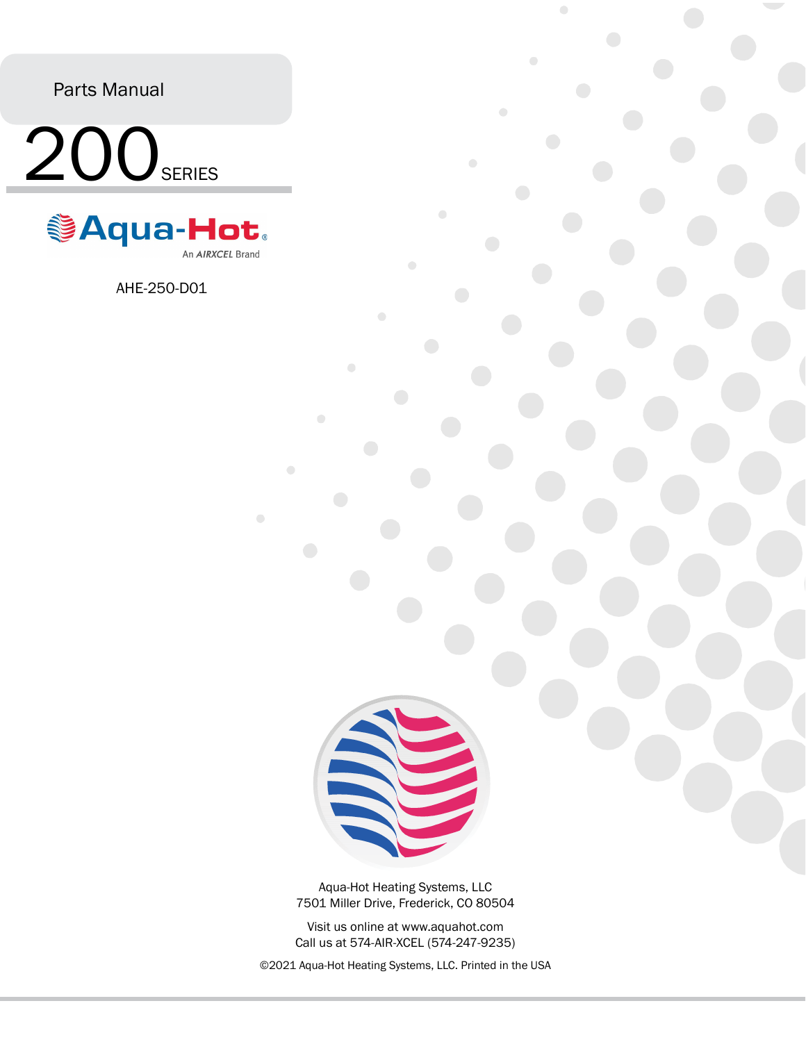Parts Manual

# 200 SERIES

Aqua-Hot®

An AIRXCEL Brand

AHE-250-D01

Aqua-Hot Heating Systems, LLC
7501 Miller Drive, Frederick, CO 80504

Visit us online at www.aquahot.com
Call us at 574-AIR-XCEL (574-247-9235)

©2021 Aqua-Hot Heating Systems, LLC. Printed in the USA